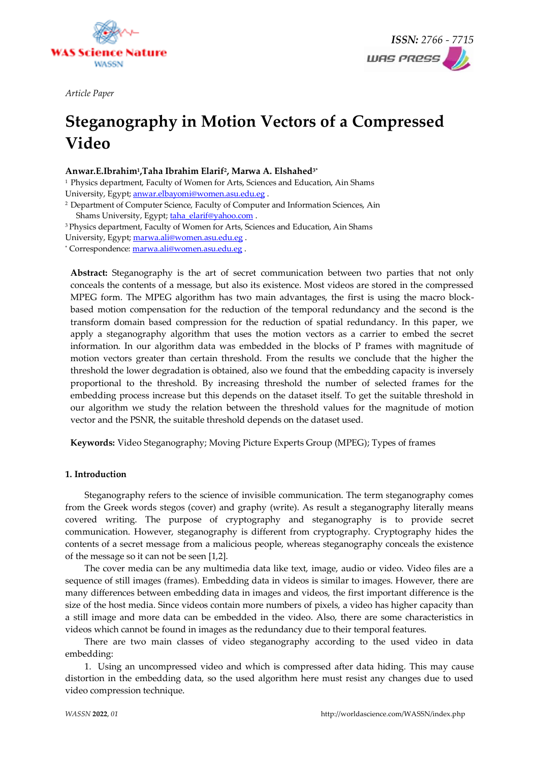Article Paper

# Steganography in Motion Vectors of a Compressed Video

**Anwar.E.Ibrahim[1],Taha Ibrahim Elarif[2], Marwa A. Elshahed[3*]**

[1] Physics department, Faculty of Women for Arts, Sciences and Education, Ain Shams University, Egypt; anwar.elbayomi@women.asu.edu.eg .

[2] Department of Computer Science, Faculty of Computer and Information Sciences, Ain Shams University, Egypt; taha_elarif@yahoo.com .

[3] Physics department, Faculty of Women for Arts, Sciences and Education, Ain Shams University, Egypt; marwa.ali@women.asu.edu.eg .

[*] Correspondence: marwa.ali@women.asu.edu.eg .

**Abstract:** Steganography is the art of secret communication between two parties that not only conceals the contents of a message, but also its existence. Most videos are stored in the compressed MPEG form. The MPEG algorithm has two main advantages, the first is using the macro block-based motion compensation for the reduction of the temporal redundancy and the second is the transform domain based compression for the reduction of spatial redundancy. In this paper, we apply a steganography algorithm that uses the motion vectors as a carrier to embed the secret information. In our algorithm data was embedded in the blocks of P frames with magnitude of motion vectors greater than certain threshold. From the results we conclude that the higher the threshold the lower degradation is obtained, also we found that the embedding capacity is inversely proportional to the threshold. By increasing threshold the number of selected frames for the embedding process increase but this depends on the dataset itself. To get the suitable threshold in our algorithm we study the relation between the threshold values for the magnitude of motion vector and the PSNR, the suitable threshold depends on the dataset used.

**Keywords:** Video Steganography; Moving Picture Experts Group (MPEG); Types of frames

## 1. Introduction

Steganography refers to the science of invisible communication. The term steganography comes from the Greek words stegos (cover) and graphy (write). As result a steganography literally means covered writing. The purpose of cryptography and steganography is to provide secret communication. However, steganography is different from cryptography. Cryptography hides the contents of a secret message from a malicious people, whereas steganography conceals the existence of the message so it can not be seen [1,2].

The cover media can be any multimedia data like text, image, audio or video. Video files are a sequence of still images (frames). Embedding data in videos is similar to images. However, there are many differences between embedding data in images and videos, the first important difference is the size of the host media. Since videos contain more numbers of pixels, a video has higher capacity than a still image and more data can be embedded in the video. Also, there are some characteristics in videos which cannot be found in images as the redundancy due to their temporal features.

There are two main classes of video steganography according to the used video in data embedding:

1. Using an uncompressed video and which is compressed after data hiding. This may cause distortion in the embedding data, so the used algorithm here must resist any changes due to used video compression technique.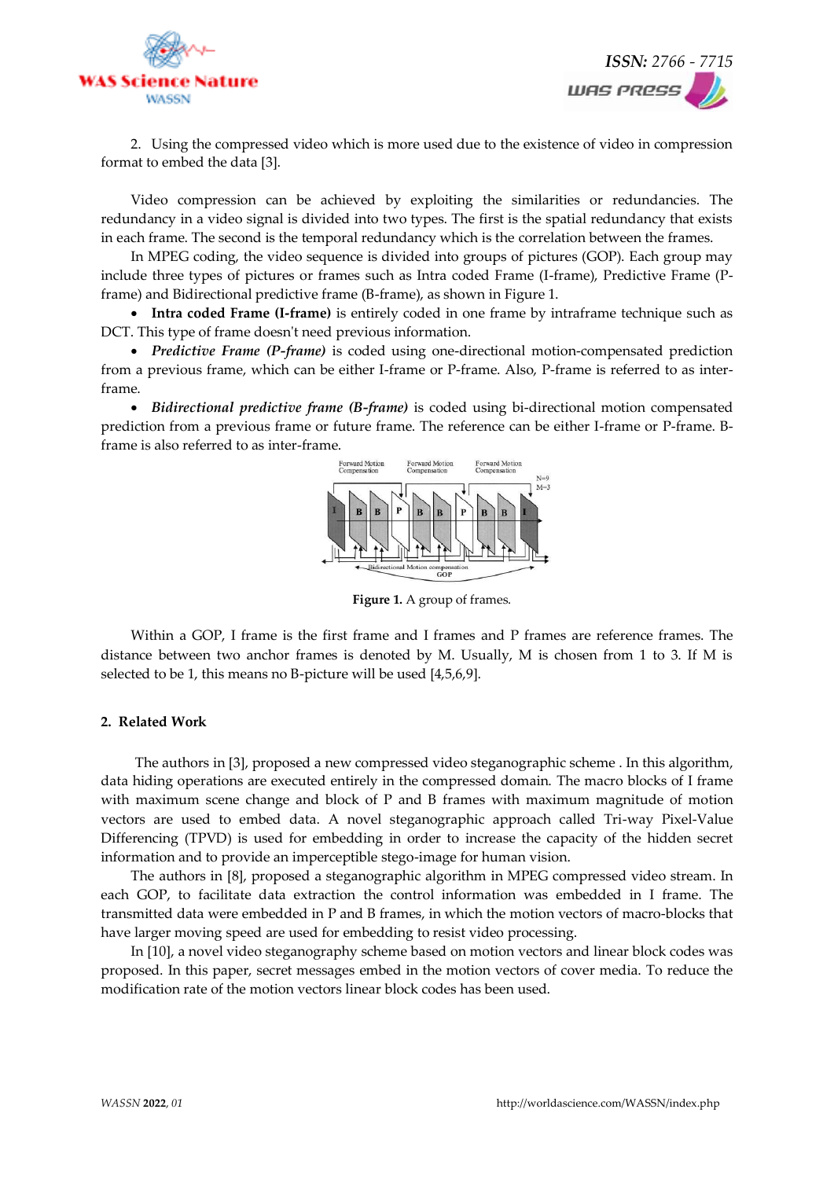2. Using the compressed video which is more used due to the existence of video in compression format to embed the data [3].

Video compression can be achieved by exploiting the similarities or redundancies. The redundancy in a video signal is divided into two types. The first is the spatial redundancy that exists in each frame. The second is the temporal redundancy which is the correlation between the frames.

In MPEG coding, the video sequence is divided into groups of pictures (GOP). Each group may include three types of pictures or frames such as Intra coded Frame (I-frame), Predictive Frame (P-frame) and Bidirectional predictive frame (B-frame), as shown in Figure 1.

- **Intra coded Frame (I-frame)** is entirely coded in one frame by intraframe technique such as DCT. This type of frame doesn't need previous information.
- ***Predictive Frame (P-frame)*** is coded using one-directional motion-compensated prediction from a previous frame, which can be either I-frame or P-frame. Also, P-frame is referred to as inter-frame.
- ***Bidirectional predictive frame (B-frame)*** is coded using bi-directional motion compensated prediction from a previous frame or future frame. The reference can be either I-frame or P-frame. B-frame is also referred to as inter-frame.

**Figure 1.** A group of frames.

Within a GOP, I frame is the first frame and I frames and P frames are reference frames. The distance between two anchor frames is denoted by M. Usually, M is chosen from 1 to 3. If M is selected to be 1, this means no B-picture will be used [4,5,6,9].

## 2. Related Work

The authors in [3], proposed a new compressed video steganographic scheme . In this algorithm, data hiding operations are executed entirely in the compressed domain. The macro blocks of I frame with maximum scene change and block of P and B frames with maximum magnitude of motion vectors are used to embed data. A novel steganographic approach called Tri-way Pixel-Value Differencing (TPVD) is used for embedding in order to increase the capacity of the hidden secret information and to provide an imperceptible stego-image for human vision.

The authors in [8], proposed a steganographic algorithm in MPEG compressed video stream. In each GOP, to facilitate data extraction the control information was embedded in I frame. The transmitted data were embedded in P and B frames, in which the motion vectors of macro-blocks that have larger moving speed are used for embedding to resist video processing.

In [10], a novel video steganography scheme based on motion vectors and linear block codes was proposed. In this paper, secret messages embed in the motion vectors of cover media. To reduce the modification rate of the motion vectors linear block codes has been used.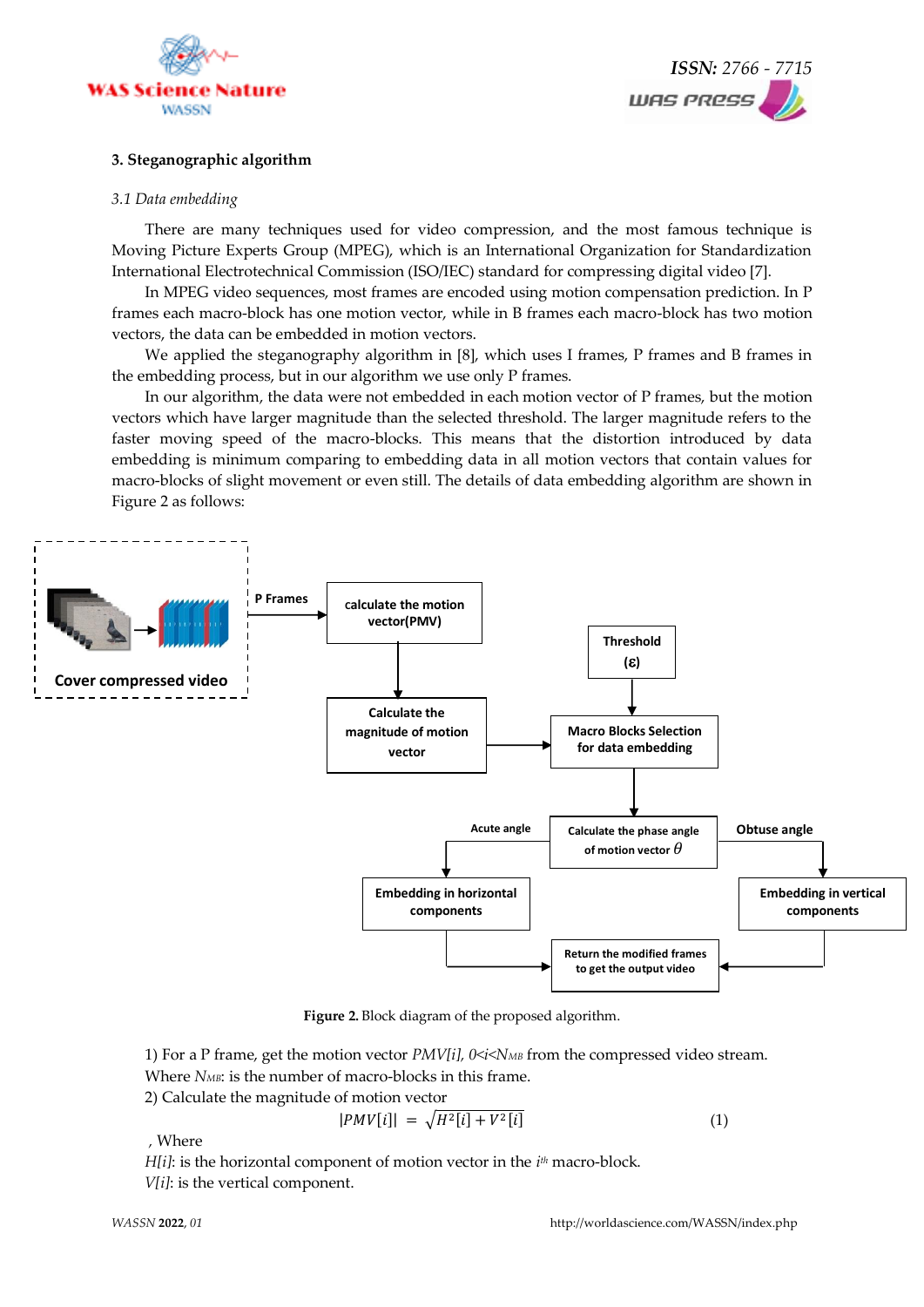## 3. Steganographic algorithm

### *3.1 Data embedding*

There are many techniques used for video compression, and the most famous technique is Moving Picture Experts Group (MPEG), which is an International Organization for Standardization International Electrotechnical Commission (ISO/IEC) standard for compressing digital video [7].

In MPEG video sequences, most frames are encoded using motion compensation prediction. In P frames each macro-block has one motion vector, while in B frames each macro-block has two motion vectors, the data can be embedded in motion vectors.

We applied the steganography algorithm in [8], which uses I frames, P frames and B frames in the embedding process, but in our algorithm we use only P frames.

In our algorithm, the data were not embedded in each motion vector of P frames, but the motion vectors which have larger magnitude than the selected threshold. The larger magnitude refers to the faster moving speed of the macro-blocks. This means that the distortion introduced by data embedding is minimum comparing to embedding data in all motion vectors that contain values for macro-blocks of slight movement or even still. The details of data embedding algorithm are shown in Figure 2 as follows:

**Figure 2.** Block diagram of the proposed algorithm.

1) For a P frame, get the motion vector $PMV[i]$, $0<i<N_{MB}$ from the compressed video stream. Where $N_{MB}$: is the number of macro-blocks in this frame.

2) Calculate the magnitude of motion vector

$$|PMV[i]| = \sqrt{H^2[i] + V^2[i]} \tag{1}$$

, Where

$H[i]$: is the horizontal component of motion vector in the $i^{th}$ macro-block.

$V[i]$: is the vertical component.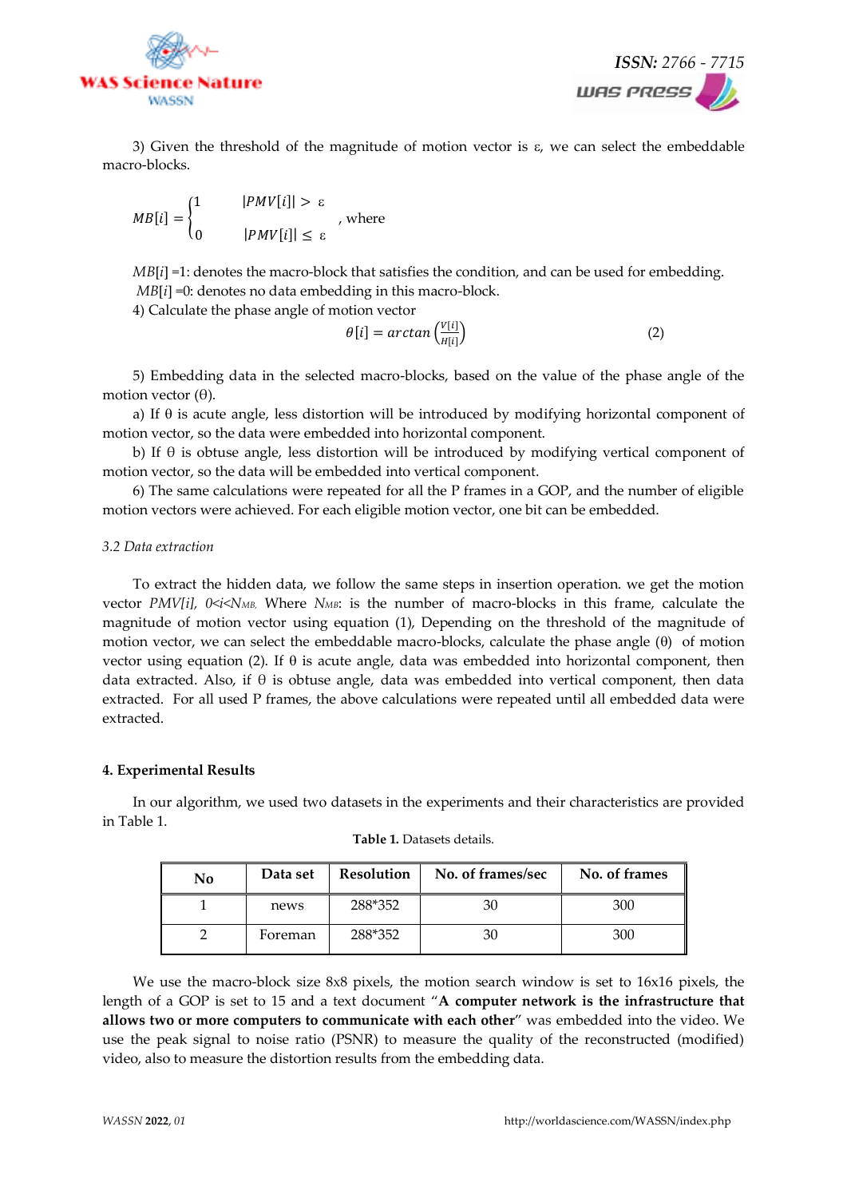3) Given the threshold of the magnitude of motion vector is ε, we can select the embeddable macro-blocks.

$$MB[i] = \begin{cases} 1 & |PMV[i]| > \varepsilon \\ 0 & |PMV[i]| \leq \varepsilon \end{cases}$$ , where

$MB[i]$ =1: denotes the macro-block that satisfies the condition, and can be used for embedding.

$MB[i]$ =0: denotes no data embedding in this macro-block.

4) Calculate the phase angle of motion vector

$$\theta[i] = arctan\left(\frac{V[i]}{H[i]}\right) \quad (2)$$

5) Embedding data in the selected macro-blocks, based on the value of the phase angle of the motion vector (θ).

a) If θ is acute angle, less distortion will be introduced by modifying horizontal component of motion vector, so the data were embedded into horizontal component.

b) If θ is obtuse angle, less distortion will be introduced by modifying vertical component of motion vector, so the data will be embedded into vertical component.

6) The same calculations were repeated for all the P frames in a GOP, and the number of eligible motion vectors were achieved. For each eligible motion vector, one bit can be embedded.

*3.2 Data extraction*

To extract the hidden data, we follow the same steps in insertion operation. we get the motion vector *PMV[i],* $0<i<N_{MB}$, Where $N_{MB}$: is the number of macro-blocks in this frame, calculate the magnitude of motion vector using equation (1), Depending on the threshold of the magnitude of motion vector, we can select the embeddable macro-blocks, calculate the phase angle (θ) of motion vector using equation (2). If θ is acute angle, data was embedded into horizontal component, then data extracted. Also, if θ is obtuse angle, data was embedded into vertical component, then data extracted. For all used P frames, the above calculations were repeated until all embedded data were extracted.

## 4. Experimental Results

In our algorithm, we used two datasets in the experiments and their characteristics are provided in Table 1.

**Table 1.** Datasets details.

| No | Data set | Resolution | No. of frames/sec | No. of frames |
|---|---|---|---|---|
| 1 | news | 288*352 | 30 | 300 |
| 2 | Foreman | 288*352 | 30 | 300 |

We use the macro-block size 8x8 pixels, the motion search window is set to 16x16 pixels, the length of a GOP is set to 15 and a text document "**A computer network is the infrastructure that allows two or more computers to communicate with each other**" was embedded into the video. We use the peak signal to noise ratio (PSNR) to measure the quality of the reconstructed (modified) video, also to measure the distortion results from the embedding data.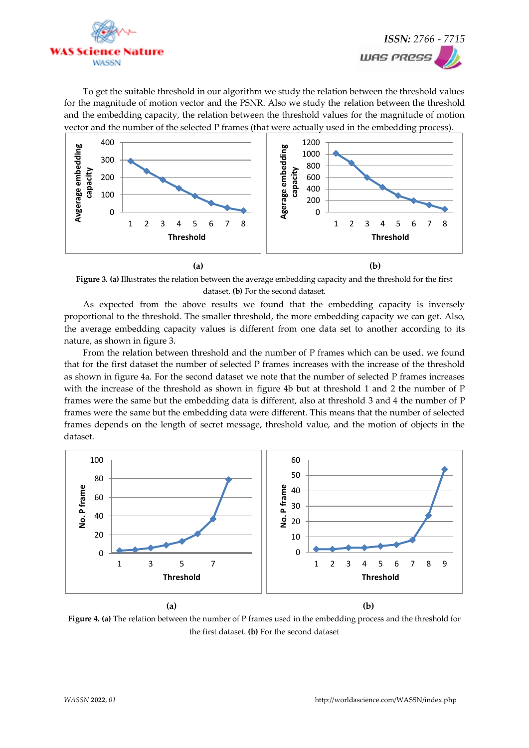To get the suitable threshold in our algorithm we study the relation between the threshold values for the magnitude of motion vector and the PSNR. Also we study the relation between the threshold and the embedding capacity, the relation between the threshold values for the magnitude of motion vector and the number of the selected P frames (that were actually used in the embedding process).

**(a)** **(b)**

**Figure 3. (a)** Illustrates the relation between the average embedding capacity and the threshold for the first dataset. **(b)** For the second dataset.

As expected from the above results we found that the embedding capacity is inversely proportional to the threshold. The smaller threshold, the more embedding capacity we can get. Also, the average embedding capacity values is different from one data set to another according to its nature, as shown in figure 3.

From the relation between threshold and the number of P frames which can be used. we found that for the first dataset the number of selected P frames increases with the increase of the threshold as shown in figure 4a. For the second dataset we note that the number of selected P frames increases with the increase of the threshold as shown in figure 4b but at threshold 1 and 2 the number of P frames were the same but the embedding data is different, also at threshold 3 and 4 the number of P frames were the same but the embedding data were different. This means that the number of selected frames depends on the length of secret message, threshold value, and the motion of objects in the dataset.

**(a)** **(b)**

**Figure 4. (a)** The relation between the number of P frames used in the embedding process and the threshold for the first dataset. **(b)** For the second dataset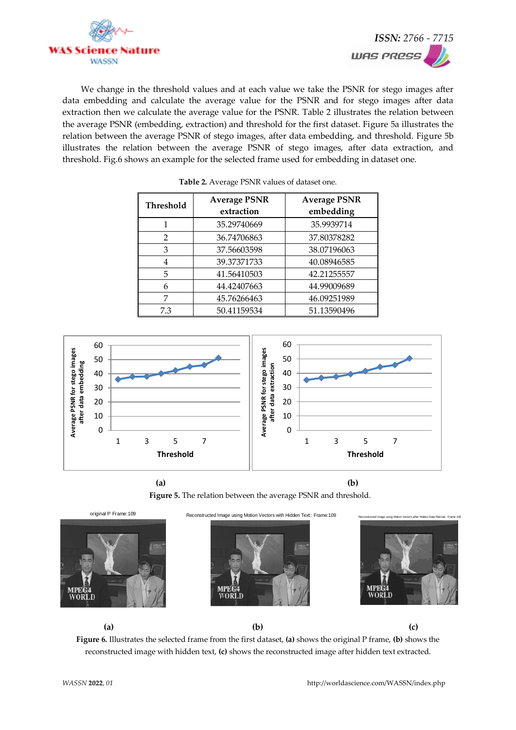We change in the threshold values and at each value we take the PSNR for stego images after data embedding and calculate the average value for the PSNR and for stego images after data extraction then we calculate the average value for the PSNR. Table 2 illustrates the relation between the average PSNR (embedding, extraction) and threshold for the first dataset. Figure 5a illustrates the relation between the average PSNR of stego images, after data embedding, and threshold. Figure 5b illustrates the relation between the average PSNR of stego images, after data extraction, and threshold. Fig.6 shows an example for the selected frame used for embedding in dataset one.

**Table 2.** Average PSNR values of dataset one.

| Threshold | Average PSNR extraction | Average PSNR embedding |
|---|---|---|
| 1 | 35.29740669 | 35.9939714 |
| 2 | 36.74706863 | 37.80378282 |
| 3 | 37.56603598 | 38.07196063 |
| 4 | 39.37371733 | 40.08946585 |
| 5 | 41.56410503 | 42.21255557 |
| 6 | 44.42407663 | 44.99009689 |
| 7 | 45.76266463 | 46.09251989 |
| 7.3 | 50.41159534 | 51.13590496 |

(a) (b)

**Figure 5.** The relation between the average PSNR and threshold.

(a) (b) (c)

**Figure 6.** Illustrates the selected frame from the first dataset, **(a)** shows the original P frame, **(b)** shows the reconstructed image with hidden text, **(c)** shows the reconstructed image after hidden text extracted.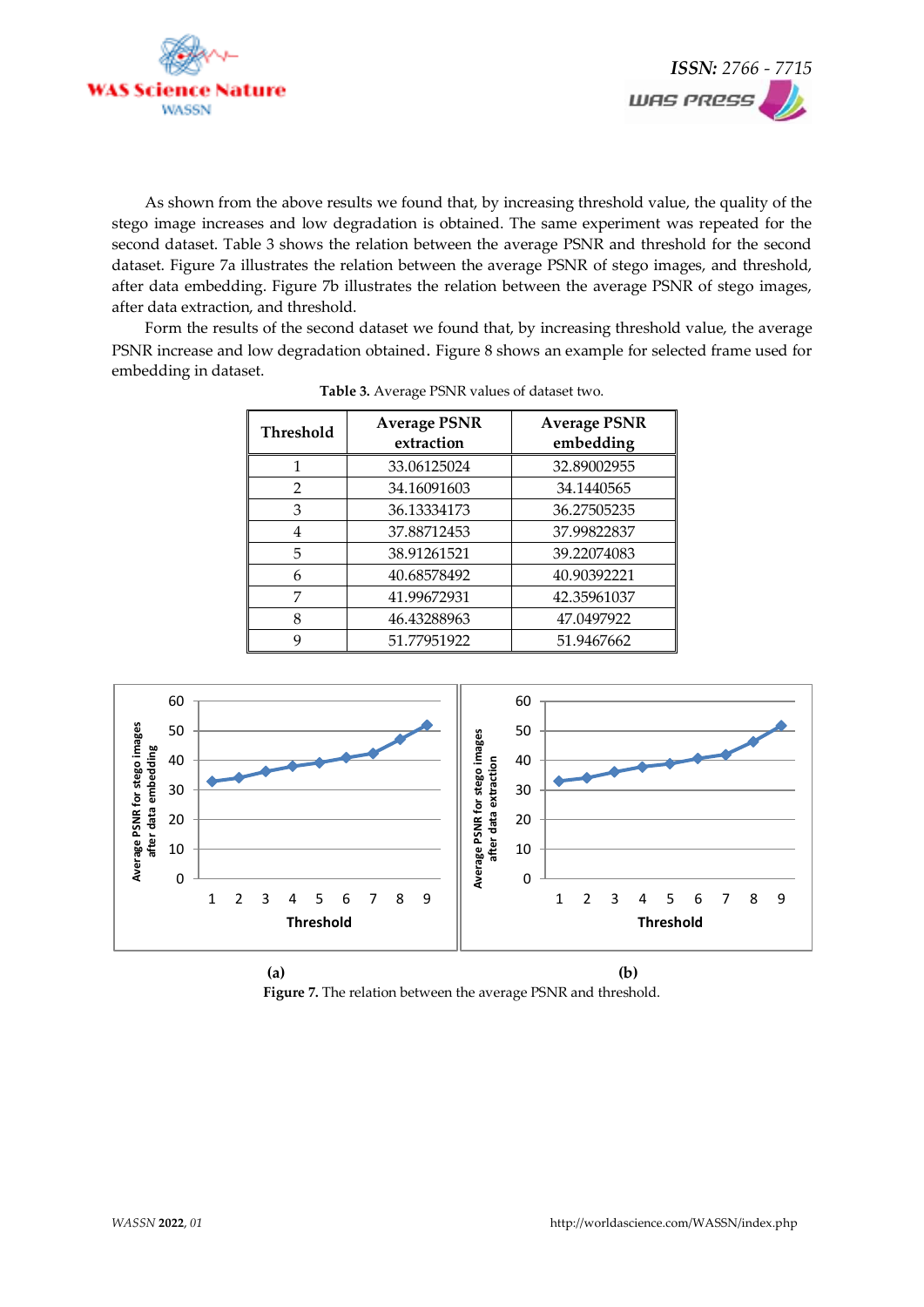As shown from the above results we found that, by increasing threshold value, the quality of the stego image increases and low degradation is obtained. The same experiment was repeated for the second dataset. Table 3 shows the relation between the average PSNR and threshold for the second dataset. Figure 7a illustrates the relation between the average PSNR of stego images, and threshold, after data embedding. Figure 7b illustrates the relation between the average PSNR of stego images, after data extraction, and threshold.

Form the results of the second dataset we found that, by increasing threshold value, the average PSNR increase and low degradation obtained. Figure 8 shows an example for selected frame used for embedding in dataset.

**Table 3.** Average PSNR values of dataset two.

| Threshold | Average PSNR extraction | Average PSNR embedding |
|---|---|---|
| 1 | 33.06125024 | 32.89002955 |
| 2 | 34.16091603 | 34.1440565 |
| 3 | 36.13334173 | 36.27505235 |
| 4 | 37.88712453 | 37.99822837 |
| 5 | 38.91261521 | 39.22074083 |
| 6 | 40.68578492 | 40.90392221 |
| 7 | 41.99672931 | 42.35961037 |
| 8 | 46.43288963 | 47.0497922 |
| 9 | 51.77951922 | 51.9467662 |

(a) (b)

**Figure 7.** The relation between the average PSNR and threshold.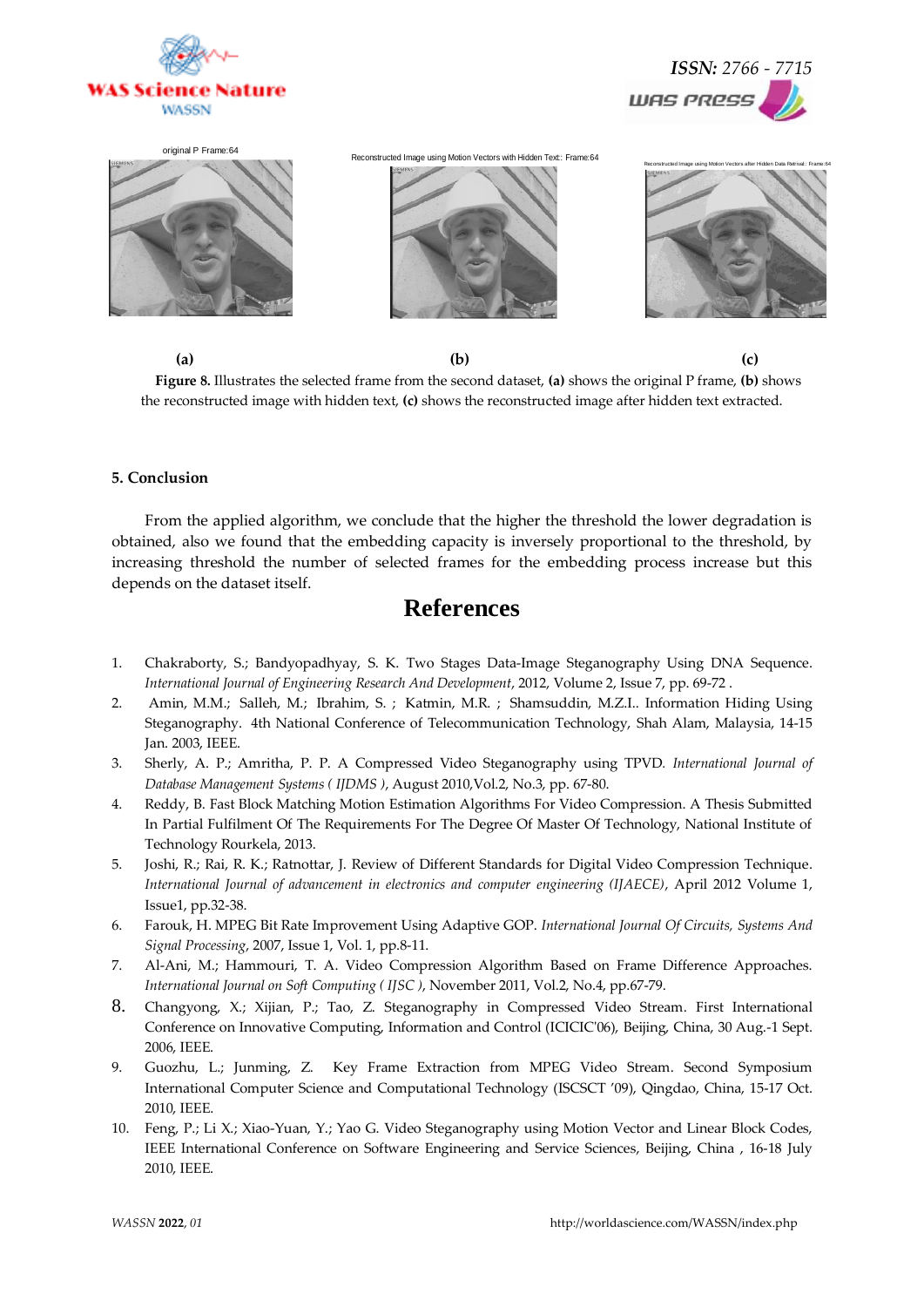original P Frame:64

Reconstructed Image using Motion Vectors with Hidden Text:: Frame:64

Reconstructed Image using Motion Vectors after Hidden Data Retrival:: Frame:64

(a) (b) (c)

**Figure 8.** Illustrates the selected frame from the second dataset, **(a)** shows the original P frame, **(b)** shows the reconstructed image with hidden text, **(c)** shows the reconstructed image after hidden text extracted.

## 5. Conclusion

From the applied algorithm, we conclude that the higher the threshold the lower degradation is obtained, also we found that the embedding capacity is inversely proportional to the threshold, by increasing threshold the number of selected frames for the embedding process increase but this depends on the dataset itself.

# References

1. Chakraborty, S.; Bandyopadhyay, S. K. Two Stages Data-Image Steganography Using DNA Sequence. *International Journal of Engineering Research And Development*, 2012, Volume 2, Issue 7, pp. 69-72 .
2. Amin, M.M.; Salleh, M.; Ibrahim, S. ; Katmin, M.R. ; Shamsuddin, M.Z.I.. Information Hiding Using Steganography. 4th National Conference of Telecommunication Technology, Shah Alam, Malaysia, 14-15 Jan. 2003, IEEE.
3. Sherly, A. P.; Amritha, P. P. A Compressed Video Steganography using TPVD. *International Journal of Database Management Systems ( IJDMS )*, August 2010,Vol.2, No.3, pp. 67-80.
4. Reddy, B. Fast Block Matching Motion Estimation Algorithms For Video Compression. A Thesis Submitted In Partial Fulfilment Of The Requirements For The Degree Of Master Of Technology, National Institute of Technology Rourkela, 2013.
5. Joshi, R.; Rai, R. K.; Ratnottar, J. Review of Different Standards for Digital Video Compression Technique. *International Journal of advancement in electronics and computer engineering (IJAECE)*, April 2012 Volume 1, Issue1, pp.32-38.
6. Farouk, H. MPEG Bit Rate Improvement Using Adaptive GOP. *International Journal Of Circuits, Systems And Signal Processing*, 2007, Issue 1, Vol. 1, pp.8-11.
7. Al-Ani, M.; Hammouri, T. A. Video Compression Algorithm Based on Frame Difference Approaches. *International Journal on Soft Computing ( IJSC )*, November 2011, Vol.2, No.4, pp.67-79.
8. Changyong, X.; Xijian, P.; Tao, Z. Steganography in Compressed Video Stream. First International Conference on Innovative Computing, Information and Control (ICICIC'06), Beijing, China, 30 Aug.-1 Sept. 2006, IEEE.
9. Guozhu, L.; Junming, Z. Key Frame Extraction from MPEG Video Stream. Second Symposium International Computer Science and Computational Technology (ISCSCT '09), Qingdao, China, 15-17 Oct. 2010, IEEE.
10. Feng, P.; Li X.; Xiao-Yuan, Y.; Yao G. Video Steganography using Motion Vector and Linear Block Codes, IEEE International Conference on Software Engineering and Service Sciences, Beijing, China , 16-18 July 2010, IEEE.